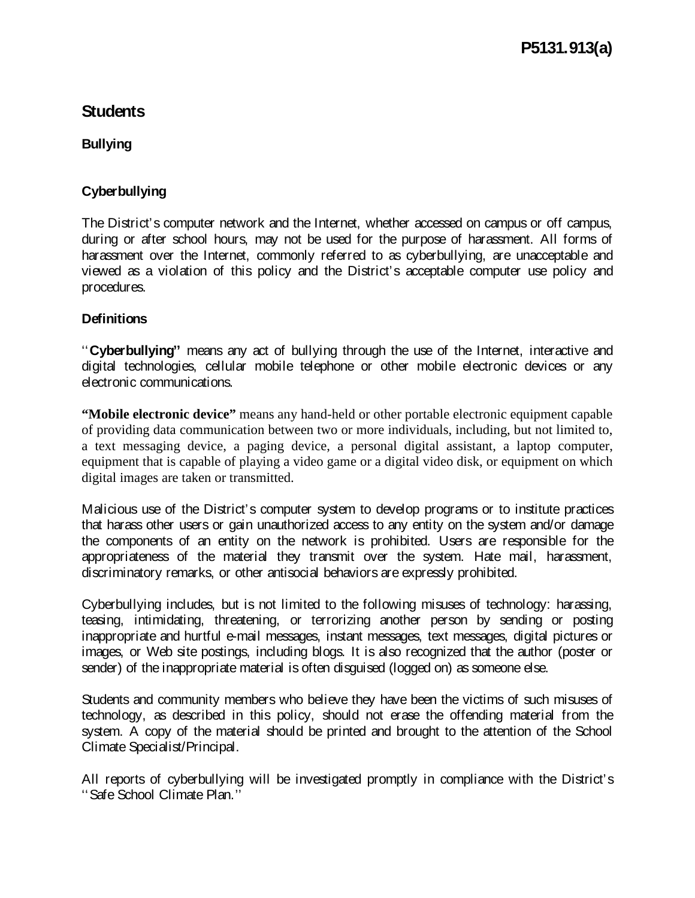# P5131.913(a)

## Students

### Bullying

### Cyberbullying

The District's computer network and the Internet, whether accessed on campus or off campus, during or after school hours, may not be used for the purpose of harassment. All forms of harassment over the Internet, commonly referred to as cyberbullying, are unacceptable and viewed as a violation of this policy and the District's acceptable computer use policy and procedures.

### Definitions

''**Cyberbullying''** means any act of bullying through the use of the Internet, interactive and digital technologies, cellular mobile telephone or other mobile electronic devices or any electronic communications.

**"Mobile electronic device"** means any hand-held or other portable electronic equipment capable of providing data communication between two or more individuals, including, but not limited to, a text messaging device, a paging device, a personal digital assistant, a laptop computer, equipment that is capable of playing a video game or a digital video disk, or equipment on which digital images are taken or transmitted.

Malicious use of the District's computer system to develop programs or to institute practices that harass other users or gain unauthorized access to any entity on the system and/or damage the components of an entity on the network is prohibited. Users are responsible for the appropriateness of the material they transmit over the system. Hate mail, harassment, discriminatory remarks, or other antisocial behaviors are expressly prohibited.

Cyberbullying includes, but is not limited to the following misuses of technology: harassing, teasing, intimidating, threatening, or terrorizing another person by sending or posting inappropriate and hurtful e-mail messages, instant messages, text messages, digital pictures or images, or Web site postings, including blogs. It is also recognized that the author (poster or sender) of the inappropriate material is often disguised (logged on) as someone else.

Students and community members who believe they have been the victims of such misuses of technology, as described in this policy, should not erase the offending material from the system. A copy of the material should be printed and brought to the attention of the School Climate Specialist/Principal.

All reports of cyberbullying will be investigated promptly in compliance with the District's ''Safe School Climate Plan.''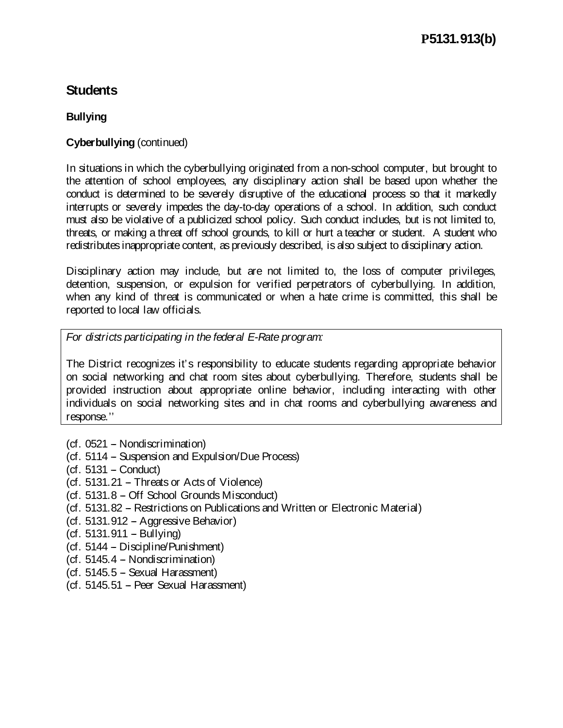P5131.913(b)

# Students

## Bullying

### **Cyberbullying** (continued)

In situations in which the cyberbullying originated from a non-school computer, but brought to the attention of school employees, any disciplinary action shall be based upon whether the conduct is determined to be severely disruptive of the educational process so that it markedly interrupts or severely impedes the day-to-day operations of a school. In addition, such conduct must also be violative of a publicized school policy. Such conduct includes, but is not limited to, threats, or making a threat off school grounds, to kill or hurt a teacher or student. A student who redistributes inappropriate content, as previously described, is also subject to disciplinary action.

Disciplinary action may include, but are not limited to, the loss of computer privileges, detention, suspension, or expulsion for verified perpetrators of cyberbullying. In addition, when any kind of threat is communicated or when a hate crime is committed, this shall be reported to local law officials.

> *For districts participating in the federal E-Rate program:*
>
> The District recognizes it's responsibility to educate students regarding appropriate behavior on social networking and chat room sites about cyberbullying. Therefore, students shall be provided instruction about appropriate online behavior, including interacting with other individuals on social networking sites and in chat rooms and cyberbullying awareness and response.''

(cf. 0521 – Nondiscrimination)
(cf. 5114 – Suspension and Expulsion/Due Process)
(cf. 5131 – Conduct)
(cf. 5131.21 – Threats or Acts of Violence)
(cf. 5131.8 – Off School Grounds Misconduct)
(cf. 5131.82 – Restrictions on Publications and Written or Electronic Material)
(cf. 5131.912 – Aggressive Behavior)
(cf. 5131.911 – Bullying)
(cf. 5144 – Discipline/Punishment)
(cf. 5145.4 – Nondiscrimination)
(cf. 5145.5 – Sexual Harassment)
(cf. 5145.51 – Peer Sexual Harassment)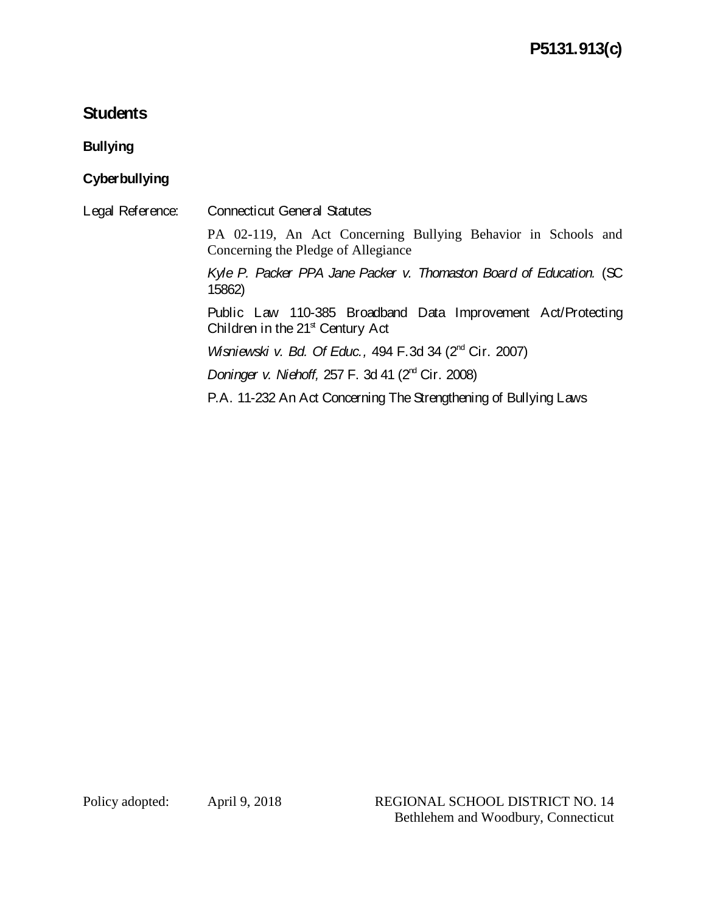P5131.913(c)

## Students

### Bullying

### Cyberbullying

Legal Reference: Connecticut General Statutes

PA 02-119, An Act Concerning Bullying Behavior in Schools and Concerning the Pledge of Allegiance

*Kyle P. Packer PPA Jane Packer v. Thomaston Board of Education.* (SC 15862)

Public Law 110-385 Broadband Data Improvement Act/Protecting Children in the 21st Century Act

*Wisniewski v. Bd. Of Educ.,* 494 F.3d 34 (2nd Cir. 2007)

*Doninger v. Niehoff,* 257 F. 3d 41 (2nd Cir. 2008)

P.A. 11-232 An Act Concerning The Strengthening of Bullying Laws

Policy adopted: April 9, 2018

REGIONAL SCHOOL DISTRICT NO. 14
Bethlehem and Woodbury, Connecticut